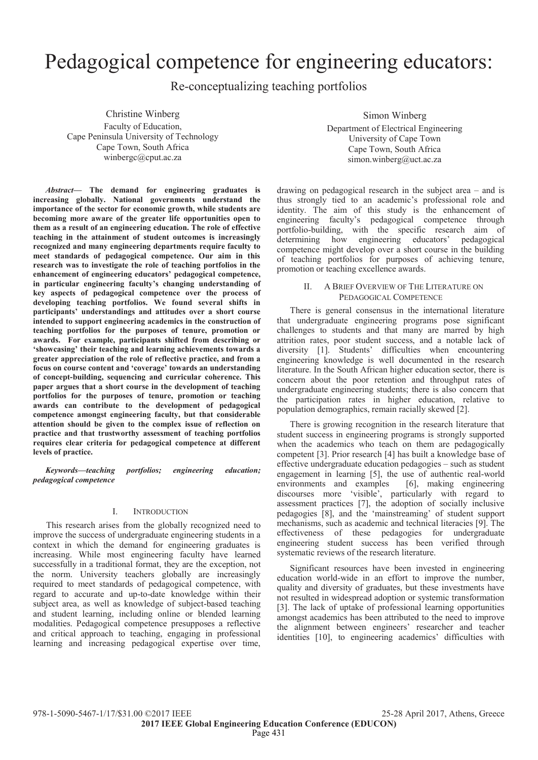# Pedagogical competence for engineering educators:

## Re-conceptualizing teaching portfolios

Christine Winberg
Faculty of Education,
Cape Peninsula University of Technology
Cape Town, South Africa
winbergc@cput.ac.za

Simon Winberg
Department of Electrical Engineering
University of Cape Town
Cape Town, South Africa
simon.winberg@uct.ac.za

***Abstract*— The demand for engineering graduates is increasing globally. National governments understand the importance of the sector for economic growth, while students are becoming more aware of the greater life opportunities open to them as a result of an engineering education. The role of effective teaching in the attainment of student outcomes is increasingly recognized and many engineering departments require faculty to meet standards of pedagogical competence. Our aim in this research was to investigate the role of teaching portfolios in the enhancement of engineering educators' pedagogical competence, in particular engineering faculty's changing understanding of key aspects of pedagogical competence over the process of developing teaching portfolios. We found several shifts in participants' understandings and attitudes over a short course intended to support engineering academics in the construction of teaching portfolios for the purposes of tenure, promotion or awards. For example, participants shifted from describing or 'showcasing' their teaching and learning achievements towards a greater appreciation of the role of reflective practice, and from a focus on course content and 'coverage' towards an understanding of concept-building, sequencing and curricular coherence. This paper argues that a short course in the development of teaching portfolios for the purposes of tenure, promotion or teaching awards can contribute to the development of pedagogical competence amongst engineering faculty, but that considerable attention should be given to the complex issue of reflection on practice and that trustworthy assessment of teaching portfolios requires clear criteria for pedagogical competence at different levels of practice.**

***Keywords—teaching portfolios; engineering education; pedagogical competence***

## I. Introduction

This research arises from the globally recognized need to improve the success of undergraduate engineering students in a context in which the demand for engineering graduates is increasing. While most engineering faculty have learned successfully in a traditional format, they are the exception, not the norm. University teachers globally are increasingly required to meet standards of pedagogical competence, with regard to accurate and up-to-date knowledge within their subject area, as well as knowledge of subject-based teaching and student learning, including online or blended learning modalities. Pedagogical competence presupposes a reflective and critical approach to teaching, engaging in professional learning and increasing pedagogical expertise over time, drawing on pedagogical research in the subject area – and is thus strongly tied to an academic's professional role and identity. The aim of this study is the enhancement of engineering faculty's pedagogical competence through portfolio-building, with the specific research aim of determining how engineering educators' pedagogical competence might develop over a short course in the building of teaching portfolios for purposes of achieving tenure, promotion or teaching excellence awards.

## II. A Brief Overview of The Literature on Pedagogical Competence

There is general consensus in the international literature that undergraduate engineering programs pose significant challenges to students and that many are marred by high attrition rates, poor student success, and a notable lack of diversity [1]. Students' difficulties when encountering engineering knowledge is well documented in the research literature. In the South African higher education sector, there is concern about the poor retention and throughput rates of undergraduate engineering students; there is also concern that the participation rates in higher education, relative to population demographics, remain racially skewed [2].

There is growing recognition in the research literature that student success in engineering programs is strongly supported when the academics who teach on them are pedagogically competent [3]. Prior research [4] has built a knowledge base of effective undergraduate education pedagogies – such as student engagement in learning [5], the use of authentic real-world environments and examples [6], making engineering discourses more 'visible', particularly with regard to assessment practices [7], the adoption of socially inclusive pedagogies [8], and the 'mainstreaming' of student support mechanisms, such as academic and technical literacies [9]. The effectiveness of these pedagogies for undergraduate engineering student success has been verified through systematic reviews of the research literature.

Significant resources have been invested in engineering education world-wide in an effort to improve the number, quality and diversity of graduates, but these investments have not resulted in widespread adoption or systemic transformation [3]. The lack of uptake of professional learning opportunities amongst academics has been attributed to the need to improve the alignment between engineers' researcher and teacher identities [10], to engineering academics' difficulties with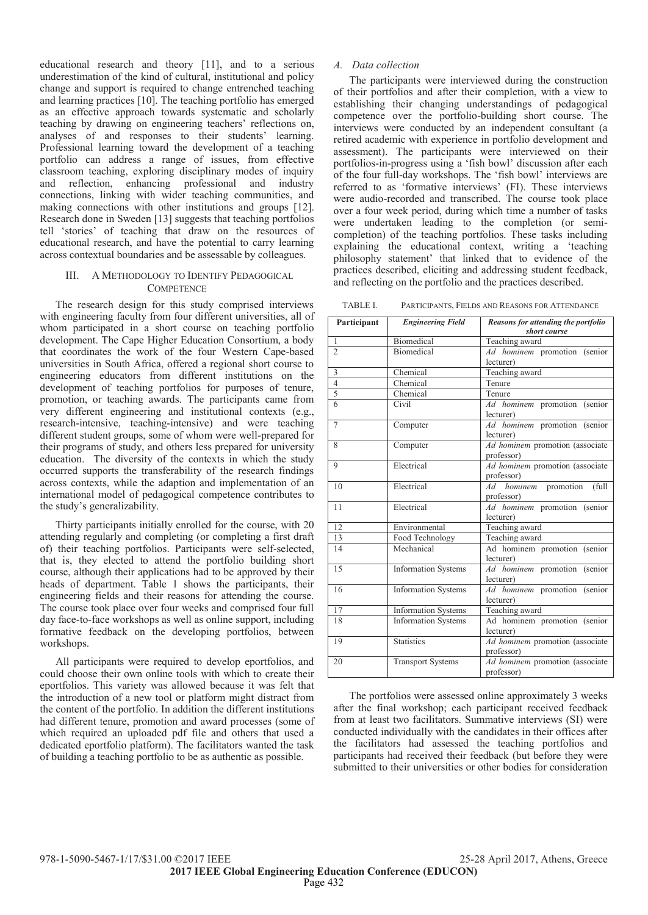educational research and theory [11], and to a serious underestimation of the kind of cultural, institutional and policy change and support is required to change entrenched teaching and learning practices [10]. The teaching portfolio has emerged as an effective approach towards systematic and scholarly teaching by drawing on engineering teachers' reflections on, analyses of and responses to their students' learning. Professional learning toward the development of a teaching portfolio can address a range of issues, from effective classroom teaching, exploring disciplinary modes of inquiry and reflection, enhancing professional and industry connections, linking with wider teaching communities, and making connections with other institutions and groups [12]. Research done in Sweden [13] suggests that teaching portfolios tell 'stories' of teaching that draw on the resources of educational research, and have the potential to carry learning across contextual boundaries and be assessable by colleagues.

## III. A Methodology to Identify Pedagogical Competence

The research design for this study comprised interviews with engineering faculty from four different universities, all of whom participated in a short course on teaching portfolio development. The Cape Higher Education Consortium, a body that coordinates the work of the four Western Cape-based universities in South Africa, offered a regional short course to engineering educators from different institutions on the development of teaching portfolios for purposes of tenure, promotion, or teaching awards. The participants came from very different engineering and institutional contexts (e.g., research-intensive, teaching-intensive) and were teaching different student groups, some of whom were well-prepared for their programs of study, and others less prepared for university education. The diversity of the contexts in which the study occurred supports the transferability of the research findings across contexts, while the adaption and implementation of an international model of pedagogical competence contributes to the study's generalizability.

Thirty participants initially enrolled for the course, with 20 attending regularly and completing (or completing a first draft of) their teaching portfolios. Participants were self-selected, that is, they elected to attend the portfolio building short course, although their applications had to be approved by their heads of department. Table 1 shows the participants, their engineering fields and their reasons for attending the course. The course took place over four weeks and comprised four full day face-to-face workshops as well as online support, including formative feedback on the developing portfolios, between workshops.

All participants were required to develop eportfolios, and could choose their own online tools with which to create their eportfolios. This variety was allowed because it was felt that the introduction of a new tool or platform might distract from the content of the portfolio. In addition the different institutions had different tenure, promotion and award processes (some of which required an uploaded pdf file and others that used a dedicated eportfolio platform). The facilitators wanted the task of building a teaching portfolio to be as authentic as possible.

### A. Data collection

The participants were interviewed during the construction of their portfolios and after their completion, with a view to establishing their changing understandings of pedagogical competence over the portfolio-building short course. The interviews were conducted by an independent consultant (a retired academic with experience in portfolio development and assessment). The participants were interviewed on their portfolios-in-progress using a 'fish bowl' discussion after each of the four full-day workshops. The 'fish bowl' interviews are referred to as 'formative interviews' (FI). These interviews were audio-recorded and transcribed. The course took place over a four week period, during which time a number of tasks were undertaken leading to the completion (or semi-completion) of the teaching portfolios. These tasks including explaining the educational context, writing a 'teaching philosophy statement' that linked that to evidence of the practices described, eliciting and addressing student feedback, and reflecting on the portfolio and the practices described.

TABLE I. Participants, Fields and Reasons for Attendance

| Participant | *Engineering Field* | *Reasons for attending the portfolio short course* |
|---|---|---|
| 1 | Biomedical | Teaching award |
| 2 | Biomedical | *Ad hominem* promotion (senior lecturer) |
| 3 | Chemical | Teaching award |
| 4 | Chemical | Tenure |
| 5 | Chemical | Tenure |
| 6 | Civil | *Ad hominem* promotion (senior lecturer) |
| 7 | Computer | *Ad hominem* promotion (senior lecturer) |
| 8 | Computer | *Ad hominem* promotion (associate professor) |
| 9 | Electrical | *Ad hominem* promotion (associate professor) |
| 10 | Electrical | *Ad hominem* promotion (full professor) |
| 11 | Electrical | *Ad hominem* promotion (senior lecturer) |
| 12 | Environmental | Teaching award |
| 13 | Food Technology | Teaching award |
| 14 | Mechanical | Ad hominem promotion (senior lecturer) |
| 15 | Information Systems | *Ad hominem* promotion (senior lecturer) |
| 16 | Information Systems | *Ad hominem* promotion (senior lecturer) |
| 17 | Information Systems | Teaching award |
| 18 | Information Systems | Ad hominem promotion (senior lecturer) |
| 19 | Statistics | *Ad hominem* promotion (associate professor) |
| 20 | Transport Systems | *Ad hominem* promotion (associate professor) |

The portfolios were assessed online approximately 3 weeks after the final workshop; each participant received feedback from at least two facilitators. Summative interviews (SI) were conducted individually with the candidates in their offices after the facilitators had assessed the teaching portfolios and participants had received their feedback (but before they were submitted to their universities or other bodies for consideration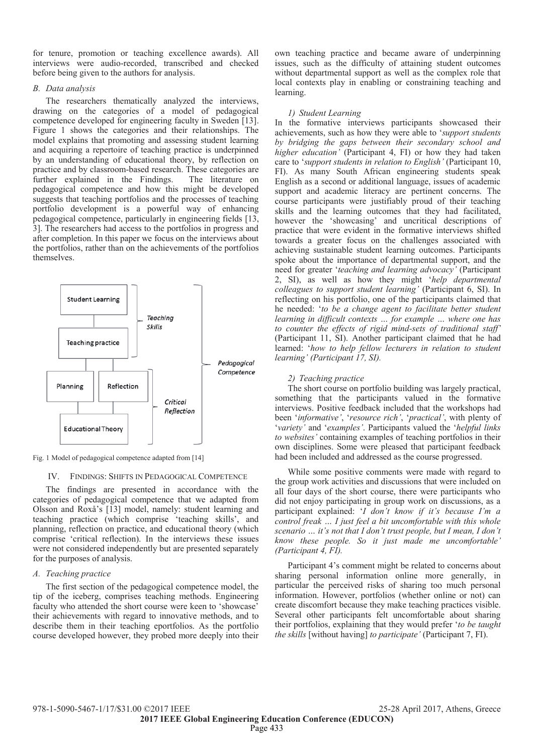for tenure, promotion or teaching excellence awards). All interviews were audio-recorded, transcribed and checked before being given to the authors for analysis.

### *B. Data analysis*

The researchers thematically analyzed the interviews, drawing on the categories of a model of pedagogical competence developed for engineering faculty in Sweden [13]. Figure 1 shows the categories and their relationships. The model explains that promoting and assessing student learning and acquiring a repertoire of teaching practice is underpinned by an understanding of educational theory, by reflection on practice and by classroom-based research. These categories are further explained in the Findings. The literature on pedagogical competence and how this might be developed suggests that teaching portfolios and the processes of teaching portfolio development is a powerful way of enhancing pedagogical competence, particularly in engineering fields [13, 3]. The researchers had access to the portfolios in progress and after completion. In this paper we focus on the interviews about the portfolios, rather than on the achievements of the portfolios themselves.

Student Learning | Teaching practice | Planning | Reflection | Educational Theory — *Teaching Skills*, *Critical Reflection*, *Pedagogical Competence*

Fig. 1 Model of pedagogical competence adapted from [14]

## IV. Findings: Shifts in Pedagogical Competence

The findings are presented in accordance with the categories of pedagogical competence that we adapted from Olsson and Roxå's [13] model, namely: student learning and teaching practice (which comprise 'teaching skills', and planning, reflection on practice, and educational theory (which comprise 'critical reflection). In the interviews these issues were not considered independently but are presented separately for the purposes of analysis.

### *A. Teaching practice*

The first section of the pedagogical competence model, the tip of the iceberg, comprises teaching methods. Engineering faculty who attended the short course were keen to 'showcase' their achievements with regard to innovative methods, and to describe them in their teaching eportfolios. As the portfolio course developed however, they probed more deeply into their own teaching practice and became aware of underpinning issues, such as the difficulty of attaining student outcomes without departmental support as well as the complex role that local contexts play in enabling or constraining teaching and learning.

#### *1) Student Learning*

In the formative interviews participants showcased their achievements, such as how they were able to '*support students by bridging the gaps between their secondary school and higher education'* (Participant 4, FI) or how they had taken care to '*support students in relation to English'* (Participant 10, FI). As many South African engineering students speak English as a second or additional language, issues of academic support and academic literacy are pertinent concerns. The course participants were justifiably proud of their teaching skills and the learning outcomes that they had facilitated, however the 'showcasing' and uncritical descriptions of practice that were evident in the formative interviews shifted towards a greater focus on the challenges associated with achieving sustainable student learning outcomes. Participants spoke about the importance of departmental support, and the need for greater '*teaching and learning advocacy'* (Participant 2, SI), as well as how they might '*help departmental colleagues to support student learning'* (Participant 6, SI). In reflecting on his portfolio, one of the participants claimed that he needed: '*to be a change agent to facilitate better student learning in difficult contexts … for example … where one has to counter the effects of rigid mind-sets of traditional staff'* (Participant 11, SI). Another participant claimed that he had learned: '*how to help fellow lecturers in relation to student learning' (Participant 17, SI).*

#### *2) Teaching practice*

The short course on portfolio building was largely practical, something that the participants valued in the formative interviews. Positive feedback included that the workshops had been '*informative'*, '*resource rich'*, '*practical'*, with plenty of '*variety'* and '*examples'*. Participants valued the '*helpful links to websites'* containing examples of teaching portfolios in their own disciplines. Some were pleased that participant feedback had been included and addressed as the course progressed.

While some positive comments were made with regard to the group work activities and discussions that were included on all four days of the short course, there were participants who did not enjoy participating in group work on discussions, as a participant explained: '*I don't know if it's because I'm a control freak … I just feel a bit uncomfortable with this whole scenario … it's not that I don't trust people, but I mean, I don't know these people. So it just made me uncomfortable' (Participant 4, FI).*

Participant 4's comment might be related to concerns about sharing personal information online more generally, in particular the perceived risks of sharing too much personal information. However, portfolios (whether online or not) can create discomfort because they make teaching practices visible. Several other participants felt uncomfortable about sharing their portfolios, explaining that they would prefer '*to be taught the skills* [without having] *to participate'* (Participant 7, FI).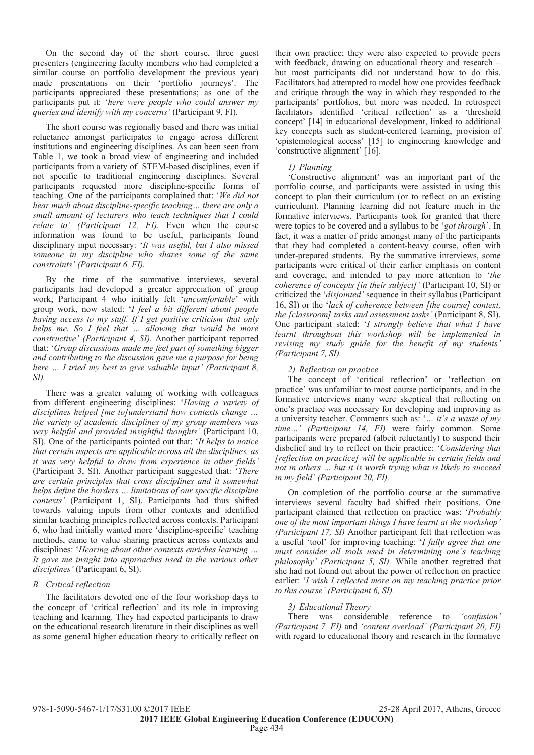On the second day of the short course, three guest presenters (engineering faculty members who had completed a similar course on portfolio development the previous year) made presentations on their 'portfolio journeys'. The participants appreciated these presentations; as one of the participants put it: '*here were people who could answer my queries and identify with my concerns'* (Participant 9, FI).

The short course was regionally based and there was initial reluctance amongst participates to engage across different institutions and engineering disciplines. As can been seen from Table 1, we took a broad view of engineering and included participants from a variety of STEM-based disciplines, even if not specific to traditional engineering disciplines. Several participants requested more discipline-specific forms of teaching. One of the participants complained that: '*We did not hear much about discipline-specific teaching… there are only a small amount of lecturers who teach techniques that I could relate to' (Participant 12, FI).* Even when the course information was found to be useful, participants found disciplinary input necessary: '*It was useful, but I also missed someone in my discipline who shares some of the same constraints' (Participant 6, FI).*

By the time of the summative interviews, several participants had developed a greater appreciation of group work; Participant 4 who initially felt '*uncomfortable*' with group work, now stated: '*I feel a bit different about people having access to my stuff. If I get positive criticism that only helps me. So I feel that … allowing that would be more constructive' (Participant 4, SI).* Another participant reported that: '*Group discussions made me feel part of something bigger and contributing to the discussion gave me a purpose for being here … I tried my best to give valuable input' (Participant 8, SI).*

There was a greater valuing of working with colleagues from different engineering disciplines: '*Having a variety of disciplines helped [me to]understand how contexts change … the variety of academic disciplines of my group members was very helpful and provided insightful thoughts'* (Participant 10, SI). One of the participants pointed out that: '*It helps to notice that certain aspects are applicable across all the disciplines, as it was very helpful to draw from experience in other fields'* (Participant 3, SI). Another participant suggested that: '*There are certain principles that cross disciplines and it somewhat helps define the borders … limitations of our specific discipline contexts'* (Participant 1, SI). Participants had thus shifted towards valuing inputs from other contexts and identified similar teaching principles reflected across contexts. Participant 6, who had initially wanted more 'discipline-specific' teaching methods, came to value sharing practices across contexts and disciplines: '*Hearing about other contexts enriches learning … It gave me insight into approaches used in the various other disciplines'* (Participant 6, SI).

### *B. Critical reflection*

The facilitators devoted one of the four workshop days to the concept of 'critical reflection' and its role in improving teaching and learning. They had expected participants to draw on the educational research literature in their disciplines as well as some general higher education theory to critically reflect on their own practice; they were also expected to provide peers with feedback, drawing on educational theory and research – but most participants did not understand how to do this. Facilitators had attempted to model how one provides feedback and critique through the way in which they responded to the participants' portfolios, but more was needed. In retrospect facilitators identified 'critical reflection' as a 'threshold concept' [14] in educational development, linked to additional key concepts such as student-centered learning, provision of 'epistemological access' [15] to engineering knowledge and 'constructive alignment' [16].

#### *1) Planning*

'Constructive alignment' was an important part of the portfolio course, and participants were assisted in using this concept to plan their curriculum (or to reflect on an existing curriculum). Planning learning did not feature much in the formative interviews. Participants took for granted that there were topics to be covered and a syllabus to be '*got through*'. In fact, it was a matter of pride amongst many of the participants that they had completed a content-heavy course, often with under-prepared students. By the summative interviews, some participants were critical of their earlier emphasis on content and coverage, and intended to pay more attention to '*the coherence of concepts [in their subject]'* (Participant 10, SI) or criticized the '*disjointed'* sequence in their syllabus (Participant 16, SI) or the '*lack of coherence between [the course] context, the [classroom] tasks and assessment tasks'* (Participant 8, SI). One participant stated: '*I strongly believe that what I have learnt throughout this workshop will be implemented in revising my study guide for the benefit of my students' (Participant 7, SI).*

#### *2) Reflection on practice*

The concept of 'critical reflection' or 'reflection on practice' was unfamiliar to most course participants, and in the formative interviews many were skeptical that reflecting on one's practice was necessary for developing and improving as a university teacher. Comments such as: '*… it's a waste of my time…' (Participant 14, FI)* were fairly common. Some participants were prepared (albeit reluctantly) to suspend their disbelief and try to reflect on their practice: '*Considering that [reflection on practice] will be applicable in certain fields and not in others … but it is worth trying what is likely to succeed in my field' (Participant 20, FI).*

On completion of the portfolio course at the summative interviews several faculty had shifted their positions. One participant claimed that reflection on practice was: '*Probably one of the most important things I have learnt at the workshop' (Participant 17, SI)* Another participant felt that reflection was a useful 'tool' for improving teaching: '*I fully agree that one must consider all tools used in determining one's teaching philosophy' (Participant 5, SI).* While another regretted that she had not found out about the power of reflection on practice earlier: '*I wish I reflected more on my teaching practice prior to this course' (Participant 6, SI).*

#### *3) Educational Theory*

There was considerable reference to *'confusion' (Participant 7, FI)* and *'content overload' (Participant 20, FI)* with regard to educational theory and research in the formative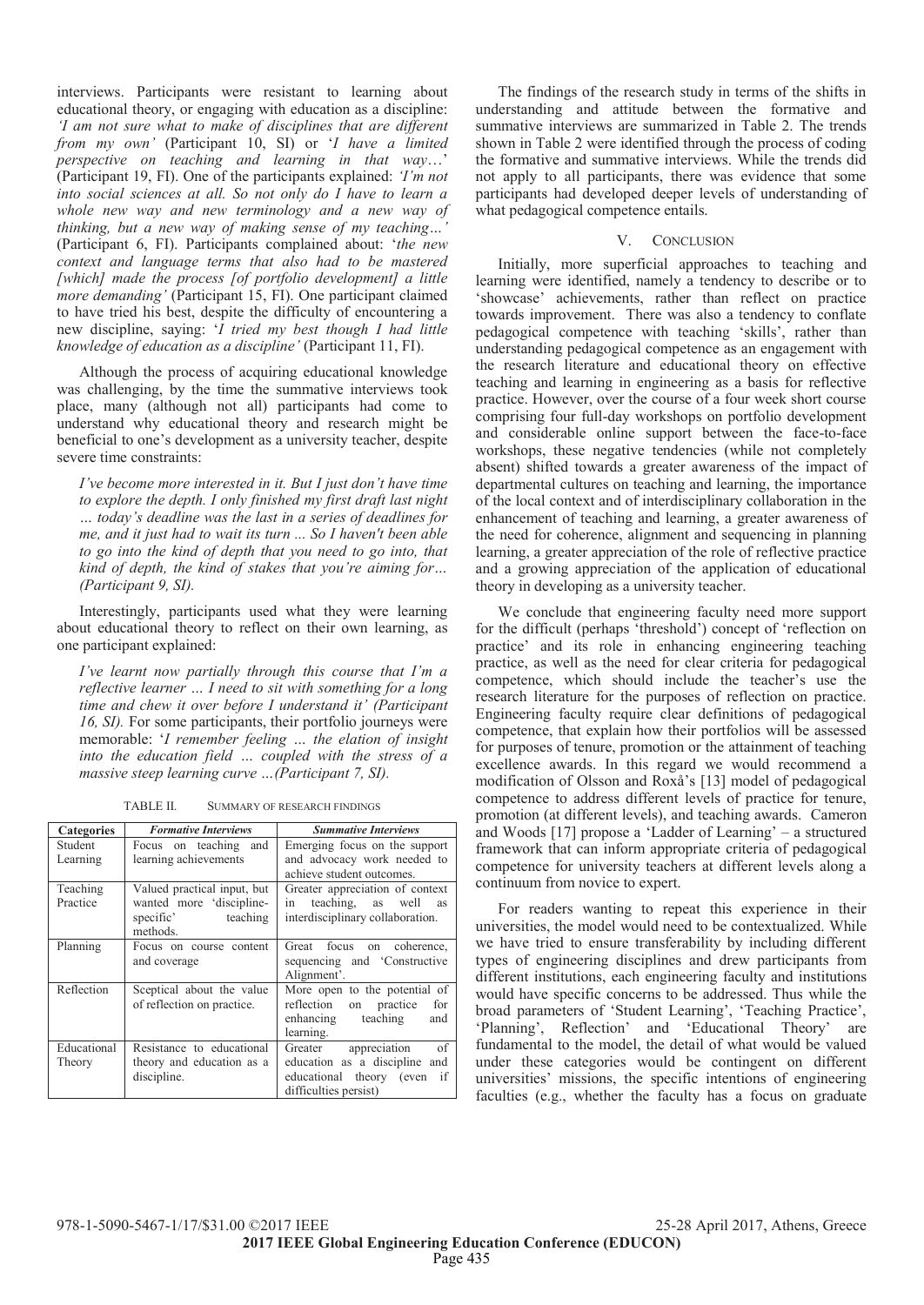interviews. Participants were resistant to learning about educational theory, or engaging with education as a discipline: *'I am not sure what to make of disciplines that are different from my own'* (Participant 10, SI) or '*I have a limited perspective on teaching and learning in that way*…' (Participant 19, FI). One of the participants explained: *'I'm not into social sciences at all. So not only do I have to learn a whole new way and new terminology and a new way of thinking, but a new way of making sense of my teaching…'* (Participant 6, FI). Participants complained about: '*the new context and language terms that also had to be mastered [which] made the process [of portfolio development] a little more demanding'* (Participant 15, FI). One participant claimed to have tried his best, despite the difficulty of encountering a new discipline, saying: '*I tried my best though I had little knowledge of education as a discipline'* (Participant 11, FI).

Although the process of acquiring educational knowledge was challenging, by the time the summative interviews took place, many (although not all) participants had come to understand why educational theory and research might be beneficial to one's development as a university teacher, despite severe time constraints:

*I've become more interested in it. But I just don't have time to explore the depth. I only finished my first draft last night … today's deadline was the last in a series of deadlines for me, and it just had to wait its turn ... So I haven't been able to go into the kind of depth that you need to go into, that kind of depth, the kind of stakes that you're aiming for… (Participant 9, SI).*

Interestingly, participants used what they were learning about educational theory to reflect on their own learning, as one participant explained:

*I've learnt now partially through this course that I'm a reflective learner … I need to sit with something for a long time and chew it over before I understand it' (Participant 16, SI).* For some participants, their portfolio journeys were memorable: '*I remember feeling … the elation of insight into the education field … coupled with the stress of a massive steep learning curve …(Participant 7, SI).*

TABLE II. SUMMARY OF RESEARCH FINDINGS

| Categories | *Formative Interviews* | *Summative Interviews* |
|---|---|---|
| Student Learning | Focus on teaching and learning achievements | Emerging focus on the support and advocacy work needed to achieve student outcomes. |
| Teaching Practice | Valued practical input, but wanted more 'discipline-specific' teaching methods. | Greater appreciation of context in teaching, as well as interdisciplinary collaboration. |
| Planning | Focus on course content and coverage | Great focus on coherence, sequencing and 'Constructive Alignment'. |
| Reflection | Sceptical about the value of reflection on practice. | More open to the potential of reflection on practice for enhancing teaching and learning. |
| Educational Theory | Resistance to educational theory and education as a discipline. | Greater appreciation of education as a discipline and educational theory (even if difficulties persist) |

The findings of the research study in terms of the shifts in understanding and attitude between the formative and summative interviews are summarized in Table 2. The trends shown in Table 2 were identified through the process of coding the formative and summative interviews. While the trends did not apply to all participants, there was evidence that some participants had developed deeper levels of understanding of what pedagogical competence entails.

## V. CONCLUSION

Initially, more superficial approaches to teaching and learning were identified, namely a tendency to describe or to 'showcase' achievements, rather than reflect on practice towards improvement. There was also a tendency to conflate pedagogical competence with teaching 'skills', rather than understanding pedagogical competence as an engagement with the research literature and educational theory on effective teaching and learning in engineering as a basis for reflective practice. However, over the course of a four week short course comprising four full-day workshops on portfolio development and considerable online support between the face-to-face workshops, these negative tendencies (while not completely absent) shifted towards a greater awareness of the impact of departmental cultures on teaching and learning, the importance of the local context and of interdisciplinary collaboration in the enhancement of teaching and learning, a greater awareness of the need for coherence, alignment and sequencing in planning learning, a greater appreciation of the role of reflective practice and a growing appreciation of the application of educational theory in developing as a university teacher.

We conclude that engineering faculty need more support for the difficult (perhaps 'threshold') concept of 'reflection on practice' and its role in enhancing engineering teaching practice, as well as the need for clear criteria for pedagogical competence, which should include the teacher's use the research literature for the purposes of reflection on practice. Engineering faculty require clear definitions of pedagogical competence, that explain how their portfolios will be assessed for purposes of tenure, promotion or the attainment of teaching excellence awards. In this regard we would recommend a modification of Olsson and Roxå's [13] model of pedagogical competence to address different levels of practice for tenure, promotion (at different levels), and teaching awards. Cameron and Woods [17] propose a 'Ladder of Learning' – a structured framework that can inform appropriate criteria of pedagogical competence for university teachers at different levels along a continuum from novice to expert.

For readers wanting to repeat this experience in their universities, the model would need to be contextualized. While we have tried to ensure transferability by including different types of engineering disciplines and drew participants from different institutions, each engineering faculty and institutions would have specific concerns to be addressed. Thus while the broad parameters of 'Student Learning', 'Teaching Practice', 'Planning', Reflection' and 'Educational Theory' are fundamental to the model, the detail of what would be valued under these categories would be contingent on different universities' missions, the specific intentions of engineering faculties (e.g., whether the faculty has a focus on graduate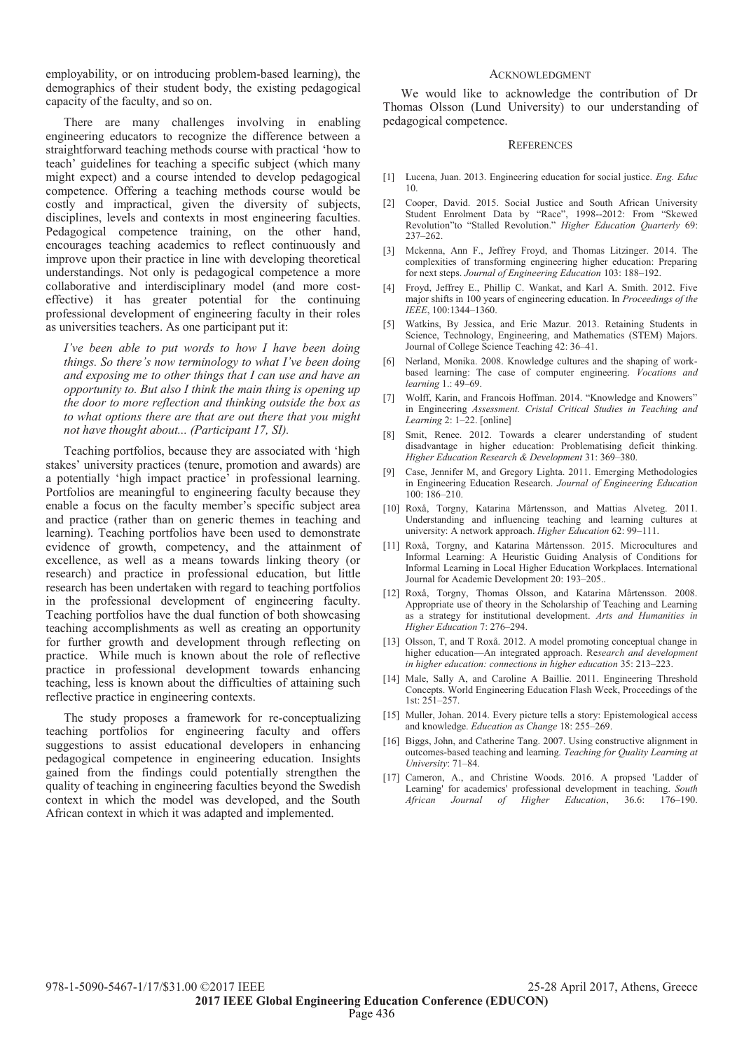employability, or on introducing problem-based learning), the demographics of their student body, the existing pedagogical capacity of the faculty, and so on.

There are many challenges involving in enabling engineering educators to recognize the difference between a straightforward teaching methods course with practical 'how to teach' guidelines for teaching a specific subject (which many might expect) and a course intended to develop pedagogical competence. Offering a teaching methods course would be costly and impractical, given the diversity of subjects, disciplines, levels and contexts in most engineering faculties. Pedagogical competence training, on the other hand, encourages teaching academics to reflect continuously and improve upon their practice in line with developing theoretical understandings. Not only is pedagogical competence a more collaborative and interdisciplinary model (and more cost-effective) it has greater potential for the continuing professional development of engineering faculty in their roles as universities teachers. As one participant put it:

> *I've been able to put words to how I have been doing things. So there's now terminology to what I've been doing and exposing me to other things that I can use and have an opportunity to. But also I think the main thing is opening up the door to more reflection and thinking outside the box as to what options there are that are out there that you might not have thought about... (Participant 17, SI).*

Teaching portfolios, because they are associated with 'high stakes' university practices (tenure, promotion and awards) are a potentially 'high impact practice' in professional learning. Portfolios are meaningful to engineering faculty because they enable a focus on the faculty member's specific subject area and practice (rather than on generic themes in teaching and learning). Teaching portfolios have been used to demonstrate evidence of growth, competency, and the attainment of excellence, as well as a means towards linking theory (or research) and practice in professional education, but little research has been undertaken with regard to teaching portfolios in the professional development of engineering faculty. Teaching portfolios have the dual function of both showcasing teaching accomplishments as well as creating an opportunity for further growth and development through reflecting on practice. While much is known about the role of reflective practice in professional development towards enhancing teaching, less is known about the difficulties of attaining such reflective practice in engineering contexts.

The study proposes a framework for re-conceptualizing teaching portfolios for engineering faculty and offers suggestions to assist educational developers in enhancing pedagogical competence in engineering education. Insights gained from the findings could potentially strengthen the quality of teaching in engineering faculties beyond the Swedish context in which the model was developed, and the South African context in which it was adapted and implemented.

## Acknowledgment

We would like to acknowledge the contribution of Dr Thomas Olsson (Lund University) to our understanding of pedagogical competence.

## References

[1] Lucena, Juan. 2013. Engineering education for social justice. *Eng. Educ* 10.

[2] Cooper, David. 2015. Social Justice and South African University Student Enrolment Data by "Race", 1998--2012: From "Skewed Revolution"to "Stalled Revolution." *Higher Education Quarterly* 69: 237–262.

[3] Mckenna, Ann F., Jeffrey Froyd, and Thomas Litzinger. 2014. The complexities of transforming engineering higher education: Preparing for next steps. *Journal of Engineering Education* 103: 188–192.

[4] Froyd, Jeffrey E., Phillip C. Wankat, and Karl A. Smith. 2012. Five major shifts in 100 years of engineering education. In *Proceedings of the IEEE*, 100:1344–1360.

[5] Watkins, By Jessica, and Eric Mazur. 2013. Retaining Students in Science, Technology, Engineering, and Mathematics (STEM) Majors. Journal of College Science Teaching 42: 36–41.

[6] Nerland, Monika. 2008. Knowledge cultures and the shaping of work-based learning: The case of computer engineering. *Vocations and learning* 1.: 49–69.

[7] Wolff, Karin, and Francois Hoffman. 2014. "Knowledge and Knowers" in Engineering *Assessment. Cristal Critical Studies in Teaching and Learning* 2: 1–22. [online]

[8] Smit, Renee. 2012. Towards a clearer understanding of student disadvantage in higher education: Problematising deficit thinking. *Higher Education Research & Development* 31: 369–380.

[9] Case, Jennifer M, and Gregory Lighta. 2011. Emerging Methodologies in Engineering Education Research. *Journal of Engineering Education* 100: 186–210.

[10] Roxå, Torgny, Katarina Mårtensson, and Mattias Alveteg. 2011. Understanding and influencing teaching and learning cultures at university: A network approach. *Higher Education* 62: 99–111.

[11] Roxå, Torgny, and Katarina Mårtensson. 2015. Microcultures and Informal Learning: A Heuristic Guiding Analysis of Conditions for Informal Learning in Local Higher Education Workplaces. International Journal for Academic Development 20: 193–205..

[12] Roxå, Torgny, Thomas Olsson, and Katarina Mårtensson. 2008. Appropriate use of theory in the Scholarship of Teaching and Learning as a strategy for institutional development. *Arts and Humanities in Higher Education* 7: 276–294.

[13] Olsson, T, and T Roxå. 2012. A model promoting conceptual change in higher education—An integrated approach. R*esearch and development in higher education: connections in higher education* 35: 213–223.

[14] Male, Sally A, and Caroline A Baillie. 2011. Engineering Threshold Concepts. World Engineering Education Flash Week, Proceedings of the 1st: 251–257.

[15] Muller, Johan. 2014. Every picture tells a story: Epistemological access and knowledge. *Education as Change* 18: 255–269.

[16] Biggs, John, and Catherine Tang. 2007. Using constructive alignment in outcomes-based teaching and learning. *Teaching for Quality Learning at University*: 71–84.

[17] Cameron, A., and Christine Woods. 2016. A propsed 'Ladder of Learning' for academics' professional development in teaching. *South African Journal of Higher Education*, 36.6: 176–190.